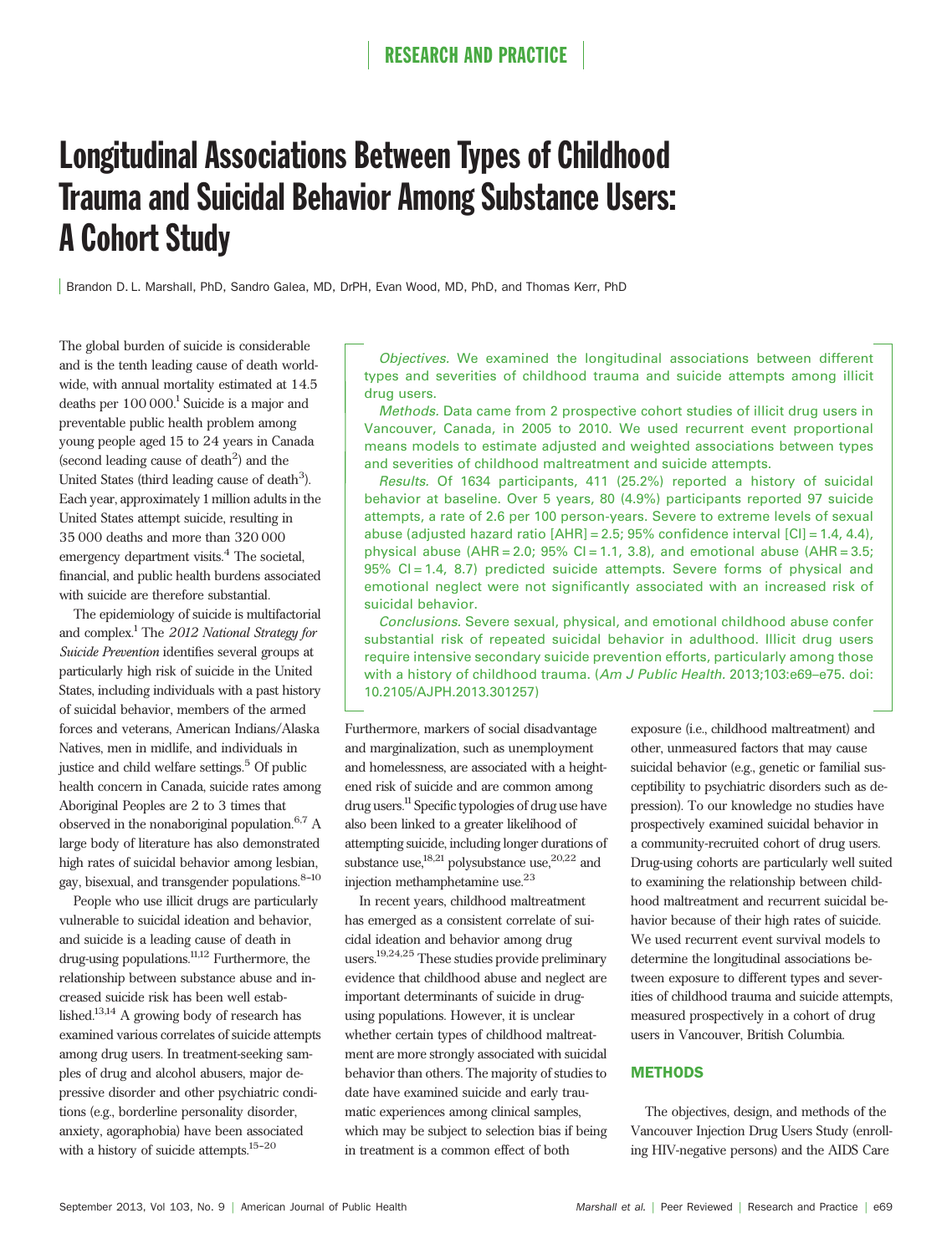# Longitudinal Associations Between Types of Childhood Trauma and Suicidal Behavior Among Substance Users: A Cohort Study

Brandon D. L. Marshall, PhD, Sandro Galea, MD, DrPH, Evan Wood, MD, PhD, and Thomas Kerr, PhD

*Objectives.* We examined the longitudinal associations between different types and severities of childhood trauma and suicide attempts among illicit drug users.

*Methods.* Data came from 2 prospective cohort studies of illicit drug users in Vancouver, Canada, in 2005 to 2010. We used recurrent event proportional means models to estimate adjusted and weighted associations between types and severities of childhood maltreatment and suicide attempts.

*Results.* Of 1634 participants, 411 (25.2%) reported a history of suicidal behavior at baseline. Over 5 years, 80 (4.9%) participants reported 97 suicide attempts, a rate of 2.6 per 100 person-years. Severe to extreme levels of sexual abuse (adjusted hazard ratio [AHR] = 2.5; 95% confidence interval [CI] = 1.4, 4.4), physical abuse (AHR = 2.0; 95% CI = 1.1, 3.8), and emotional abuse (AHR = 3.5; 95% CI = 1.4, 8.7) predicted suicide attempts. Severe forms of physical and emotional neglect were not significantly associated with an increased risk of suicidal behavior.

*Conclusions.* Severe sexual, physical, and emotional childhood abuse confer substantial risk of repeated suicidal behavior in adulthood. Illicit drug users require intensive secondary suicide prevention efforts, particularly among those with a history of childhood trauma. (*Am J Public Health.* 2013;103:e69–e75. doi: 10.2105/AJPH.2013.301257)

The global burden of suicide is considerable and is the tenth leading cause of death worldwide, with annual mortality estimated at 14.5 deaths per 100 000.[1] Suicide is a major and preventable public health problem among young people aged 15 to 24 years in Canada (second leading cause of death[2]) and the United States (third leading cause of death[3]). Each year, approximately 1 million adults in the United States attempt suicide, resulting in 35 000 deaths and more than 320 000 emergency department visits.[4] The societal, financial, and public health burdens associated with suicide are therefore substantial.

The epidemiology of suicide is multifactorial and complex.[1] The *2012 National Strategy for Suicide Prevention* identifies several groups at particularly high risk of suicide in the United States, including individuals with a past history of suicidal behavior, members of the armed forces and veterans, American Indians/Alaska Natives, men in midlife, and individuals in justice and child welfare settings.[5] Of public health concern in Canada, suicide rates among Aboriginal Peoples are 2 to 3 times that observed in the nonaboriginal population.[6,7] A large body of literature has also demonstrated high rates of suicidal behavior among lesbian, gay, bisexual, and transgender populations.[8–10]

People who use illicit drugs are particularly vulnerable to suicidal ideation and behavior, and suicide is a leading cause of death in drug-using populations.[11,12] Furthermore, the relationship between substance abuse and increased suicide risk has been well established.[13,14] A growing body of research has examined various correlates of suicide attempts among drug users. In treatment-seeking samples of drug and alcohol abusers, major depressive disorder and other psychiatric conditions (e.g., borderline personality disorder, anxiety, agoraphobia) have been associated with a history of suicide attempts.[15–20] Furthermore, markers of social disadvantage and marginalization, such as unemployment and homelessness, are associated with a heightened risk of suicide and are common among drug users.[11] Specific typologies of drug use have also been linked to a greater likelihood of attempting suicide, including longer durations of substance use,[18,21] polysubstance use,[20,22] and injection methamphetamine use.[23]

In recent years, childhood maltreatment has emerged as a consistent correlate of suicidal ideation and behavior among drug users.[19,24,25] These studies provide preliminary evidence that childhood abuse and neglect are important determinants of suicide in drug-using populations. However, it is unclear whether certain types of childhood maltreatment are more strongly associated with suicidal behavior than others. The majority of studies to date have examined suicide and early traumatic experiences among clinical samples, which may be subject to selection bias if being in treatment is a common effect of both exposure (i.e., childhood maltreatment) and other, unmeasured factors that may cause suicidal behavior (e.g., genetic or familial susceptibility to psychiatric disorders such as depression). To our knowledge no studies have prospectively examined suicidal behavior in a community-recruited cohort of drug users. Drug-using cohorts are particularly well suited to examining the relationship between childhood maltreatment and recurrent suicidal behavior because of their high rates of suicide. We used recurrent event survival models to determine the longitudinal associations between exposure to different types and severities of childhood trauma and suicide attempts, measured prospectively in a cohort of drug users in Vancouver, British Columbia.

## METHODS

The objectives, design, and methods of the Vancouver Injection Drug Users Study (enrolling HIV-negative persons) and the AIDS Care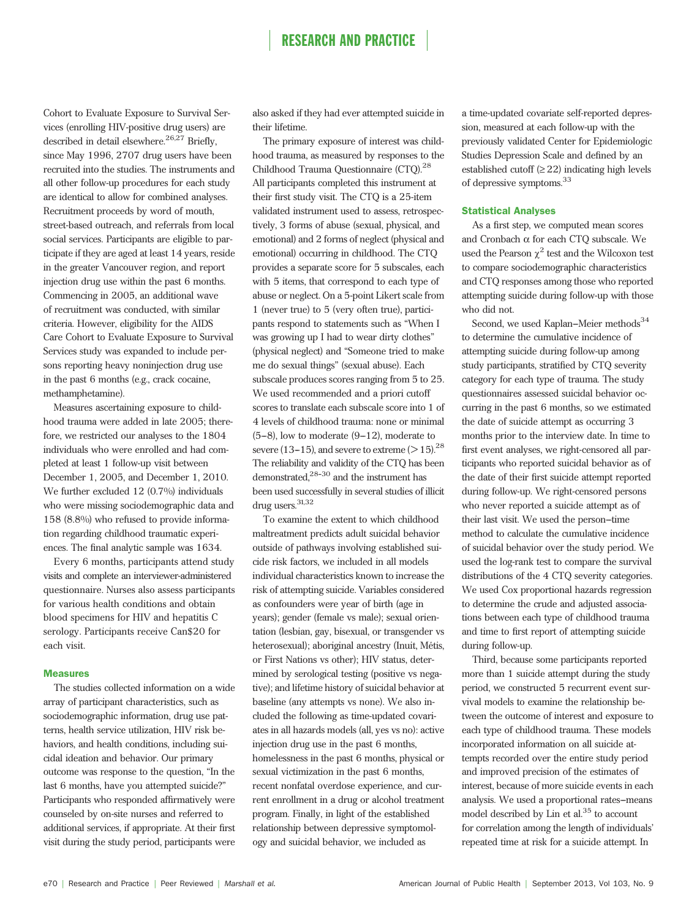Cohort to Evaluate Exposure to Survival Services (enrolling HIV-positive drug users) are described in detail elsewhere.[26,27] Briefly, since May 1996, 2707 drug users have been recruited into the studies. The instruments and all other follow-up procedures for each study are identical to allow for combined analyses. Recruitment proceeds by word of mouth, street-based outreach, and referrals from local social services. Participants are eligible to participate if they are aged at least 14 years, reside in the greater Vancouver region, and report injection drug use within the past 6 months. Commencing in 2005, an additional wave of recruitment was conducted, with similar criteria. However, eligibility for the AIDS Care Cohort to Evaluate Exposure to Survival Services study was expanded to include persons reporting heavy noninjection drug use in the past 6 months (e.g., crack cocaine, methamphetamine).

Measures ascertaining exposure to childhood trauma were added in late 2005; therefore, we restricted our analyses to the 1804 individuals who were enrolled and had completed at least 1 follow-up visit between December 1, 2005, and December 1, 2010. We further excluded 12 (0.7%) individuals who were missing sociodemographic data and 158 (8.8%) who refused to provide information regarding childhood traumatic experiences. The final analytic sample was 1634.

Every 6 months, participants attend study visits and complete an interviewer-administered questionnaire. Nurses also assess participants for various health conditions and obtain blood specimens for HIV and hepatitis C serology. Participants receive Can$20 for each visit.

### Measures

The studies collected information on a wide array of participant characteristics, such as sociodemographic information, drug use patterns, health service utilization, HIV risk behaviors, and health conditions, including suicidal ideation and behavior. Our primary outcome was response to the question, "In the last 6 months, have you attempted suicide?" Participants who responded affirmatively were counseled by on-site nurses and referred to additional services, if appropriate. At their first visit during the study period, participants were also asked if they had ever attempted suicide in their lifetime.

The primary exposure of interest was childhood trauma, as measured by responses to the Childhood Trauma Questionnaire (CTQ).[28] All participants completed this instrument at their first study visit. The CTQ is a 25-item validated instrument used to assess, retrospectively, 3 forms of abuse (sexual, physical, and emotional) and 2 forms of neglect (physical and emotional) occurring in childhood. The CTQ provides a separate score for 5 subscales, each with 5 items, that correspond to each type of abuse or neglect. On a 5-point Likert scale from 1 (never true) to 5 (very often true), participants respond to statements such as "When I was growing up I had to wear dirty clothes" (physical neglect) and "Someone tried to make me do sexual things" (sexual abuse). Each subscale produces scores ranging from 5 to 25. We used recommended and a priori cutoff scores to translate each subscale score into 1 of 4 levels of childhood trauma: none or minimal (5–8), low to moderate (9–12), moderate to severe (13–15), and severe to extreme (>15).[28] The reliability and validity of the CTQ has been demonstrated,[28–30] and the instrument has been used successfully in several studies of illicit drug users.[31,32]

To examine the extent to which childhood maltreatment predicts adult suicidal behavior outside of pathways involving established suicide risk factors, we included in all models individual characteristics known to increase the risk of attempting suicide. Variables considered as confounders were year of birth (age in years); gender (female vs male); sexual orientation (lesbian, gay, bisexual, or transgender vs heterosexual); aboriginal ancestry (Inuit, Métis, or First Nations vs other); HIV status, determined by serological testing (positive vs negative); and lifetime history of suicidal behavior at baseline (any attempts vs none). We also included the following as time-updated covariates in all hazards models (all, yes vs no): active injection drug use in the past 6 months, homelessness in the past 6 months, physical or sexual victimization in the past 6 months, recent nonfatal overdose experience, and current enrollment in a drug or alcohol treatment program. Finally, in light of the established relationship between depressive symptomology and suicidal behavior, we included as a time-updated covariate self-reported depression, measured at each follow-up with the previously validated Center for Epidemiologic Studies Depression Scale and defined by an established cutoff ($\geq 22$) indicating high levels of depressive symptoms.[33]

### Statistical Analyses

As a first step, we computed mean scores and Cronbach $\alpha$ for each CTQ subscale. We used the Pearson $\chi^2$ test and the Wilcoxon test to compare sociodemographic characteristics and CTQ responses among those who reported attempting suicide during follow-up with those who did not.

Second, we used Kaplan–Meier methods[34] to determine the cumulative incidence of attempting suicide during follow-up among study participants, stratified by CTQ severity category for each type of trauma. The study questionnaires assessed suicidal behavior occurring in the past 6 months, so we estimated the date of suicide attempt as occurring 3 months prior to the interview date. In time to first event analyses, we right-censored all participants who reported suicidal behavior as of the date of their first suicide attempt reported during follow-up. We right-censored persons who never reported a suicide attempt as of their last visit. We used the person–time method to calculate the cumulative incidence of suicidal behavior over the study period. We used the log-rank test to compare the survival distributions of the 4 CTQ severity categories. We used Cox proportional hazards regression to determine the crude and adjusted associations between each type of childhood trauma and time to first report of attempting suicide during follow-up.

Third, because some participants reported more than 1 suicide attempt during the study period, we constructed 5 recurrent event survival models to examine the relationship between the outcome of interest and exposure to each type of childhood trauma. These models incorporated information on all suicide attempts recorded over the entire study period and improved precision of the estimates of interest, because of more suicide events in each analysis. We used a proportional rates–means model described by Lin et al.[35] to account for correlation among the length of individuals' repeated time at risk for a suicide attempt. In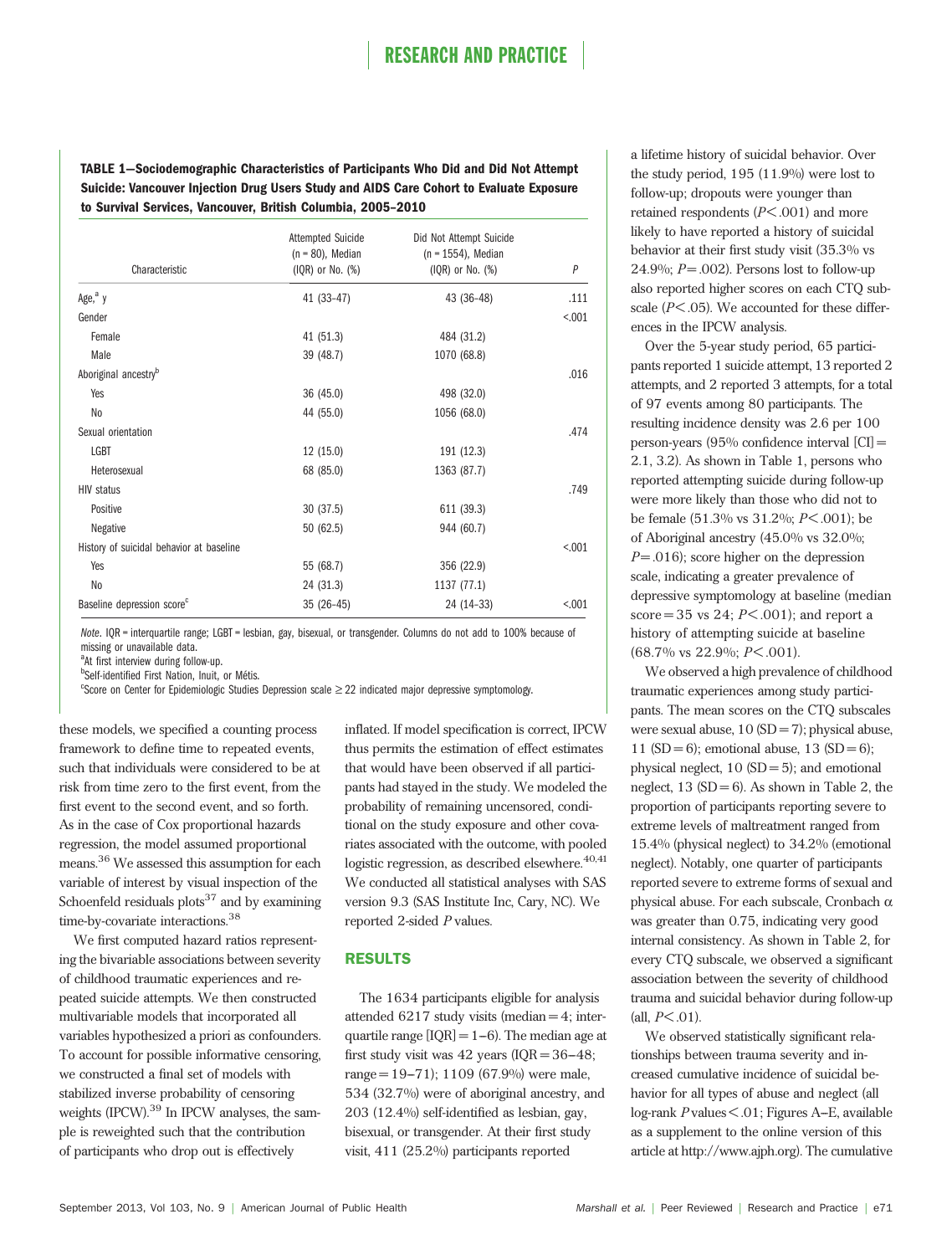**TABLE 1—Sociodemographic Characteristics of Participants Who Did and Did Not Attempt Suicide: Vancouver Injection Drug Users Study and AIDS Care Cohort to Evaluate Exposure to Survival Services, Vancouver, British Columbia, 2005–2010**

| Characteristic | Attempted Suicide (n = 80), Median (IQR) or No. (%) | Did Not Attempt Suicide (n = 1554), Median (IQR) or No. (%) | P |
|---|---|---|---|
| Age,[a] y | 41 (33–47) | 43 (36–48) | .111 |
| Gender | | | <.001 |
| Female | 41 (51.3) | 484 (31.2) | |
| Male | 39 (48.7) | 1070 (68.8) | |
| Aboriginal ancestry[b] | | | .016 |
| Yes | 36 (45.0) | 498 (32.0) | |
| No | 44 (55.0) | 1056 (68.0) | |
| Sexual orientation | | | .474 |
| LGBT | 12 (15.0) | 191 (12.3) | |
| Heterosexual | 68 (85.0) | 1363 (87.7) | |
| HIV status | | | .749 |
| Positive | 30 (37.5) | 611 (39.3) | |
| Negative | 50 (62.5) | 944 (60.7) | |
| History of suicidal behavior at baseline | | | <.001 |
| Yes | 55 (68.7) | 356 (22.9) | |
| No | 24 (31.3) | 1137 (77.1) | |
| Baseline depression score[c] | 35 (26–45) | 24 (14–33) | <.001 |

*Note.* IQR = interquartile range; LGBT = lesbian, gay, bisexual, or transgender. Columns do not add to 100% because of missing or unavailable data.
[a]At first interview during follow-up.
[b]Self-identified First Nation, Inuit, or Métis.
[c]Score on Center for Epidemiologic Studies Depression scale ≥ 22 indicated major depressive symptomology.

these models, we specified a counting process framework to define time to repeated events, such that individuals were considered to be at risk from time zero to the first event, from the first event to the second event, and so forth. As in the case of Cox proportional hazards regression, the model assumed proportional means.[36] We assessed this assumption for each variable of interest by visual inspection of the Schoenfeld residuals plots[37] and by examining time-by-covariate interactions.[38]

We first computed hazard ratios representing the bivariable associations between severity of childhood traumatic experiences and repeated suicide attempts. We then constructed multivariable models that incorporated all variables hypothesized a priori as confounders. To account for possible informative censoring, we constructed a final set of models with stabilized inverse probability of censoring weights (IPCW).[39] In IPCW analyses, the sample is reweighted such that the contribution of participants who drop out is effectively inflated. If model specification is correct, IPCW thus permits the estimation of effect estimates that would have been observed if all participants had stayed in the study. We modeled the probability of remaining uncensored, conditional on the study exposure and other covariates associated with the outcome, with pooled logistic regression, as described elsewhere.[40,41] We conducted all statistical analyses with SAS version 9.3 (SAS Institute Inc, Cary, NC). We reported 2-sided *P* values.

## RESULTS

The 1634 participants eligible for analysis attended 6217 study visits (median = 4; interquartile range [IQR] = 1–6). The median age at first study visit was 42 years (IQR = 36–48; range = 19–71); 1109 (67.9%) were male, 534 (32.7%) were of aboriginal ancestry, and 203 (12.4%) self-identified as lesbian, gay, bisexual, or transgender. At their first study visit, 411 (25.2%) participants reported a lifetime history of suicidal behavior. Over the study period, 195 (11.9%) were lost to follow-up; dropouts were younger than retained respondents ($P < .001$) and more likely to have reported a history of suicidal behavior at their first study visit (35.3% vs 24.9%; $P = .002$). Persons lost to follow-up also reported higher scores on each CTQ subscale ($P < .05$). We accounted for these differences in the IPCW analysis.

Over the 5-year study period, 65 participants reported 1 suicide attempt, 13 reported 2 attempts, and 2 reported 3 attempts, for a total of 97 events among 80 participants. The resulting incidence density was 2.6 per 100 person-years (95% confidence interval [CI] = 2.1, 3.2). As shown in Table 1, persons who reported attempting suicide during follow-up were more likely than those who did not to be female (51.3% vs 31.2%; $P < .001$); be of Aboriginal ancestry (45.0% vs 32.0%; $P = .016$); score higher on the depression scale, indicating a greater prevalence of depressive symptomology at baseline (median score = 35 vs 24; $P < .001$); and report a history of attempting suicide at baseline (68.7% vs 22.9%; $P < .001$).

We observed a high prevalence of childhood traumatic experiences among study participants. The mean scores on the CTQ subscales were sexual abuse, 10 (SD = 7); physical abuse, 11 (SD = 6); emotional abuse, 13 (SD = 6); physical neglect, 10 (SD = 5); and emotional neglect, 13 (SD = 6). As shown in Table 2, the proportion of participants reporting severe to extreme levels of maltreatment ranged from 15.4% (physical neglect) to 34.2% (emotional neglect). Notably, one quarter of participants reported severe to extreme forms of sexual and physical abuse. For each subscale, Cronbach $\alpha$ was greater than 0.75, indicating very good internal consistency. As shown in Table 2, for every CTQ subscale, we observed a significant association between the severity of childhood trauma and suicidal behavior during follow-up (all, $P < .01$).

We observed statistically significant relationships between trauma severity and increased cumulative incidence of suicidal behavior for all types of abuse and neglect (all log-rank *P* values < .01; Figures A–E, available as a supplement to the online version of this article at http://www.ajph.org). The cumulative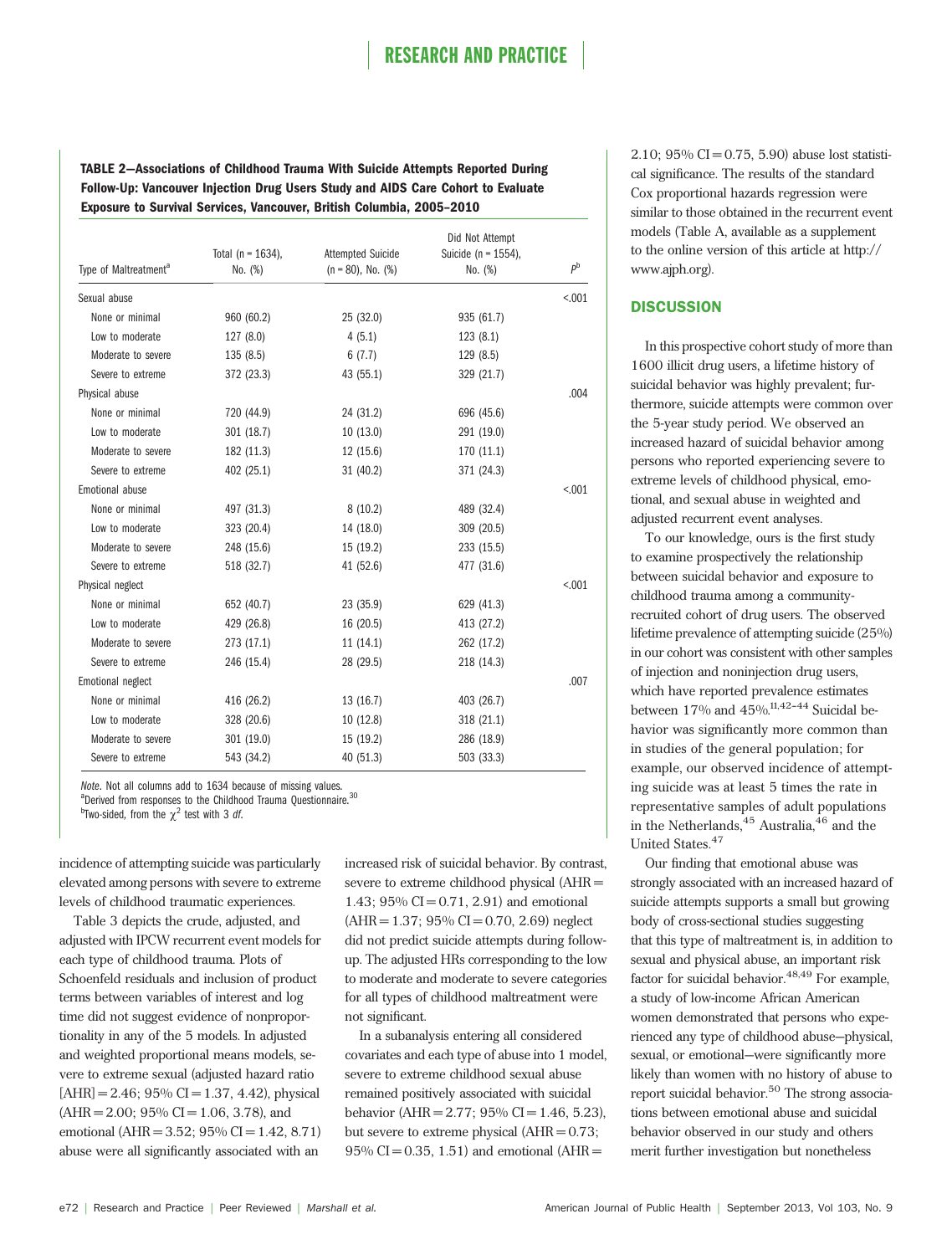**TABLE 2—Associations of Childhood Trauma With Suicide Attempts Reported During Follow-Up: Vancouver Injection Drug Users Study and AIDS Care Cohort to Evaluate Exposure to Survival Services, Vancouver, British Columbia, 2005–2010**

| Type of Maltreatment[a] | Total (n = 1634), No. (%) | Attempted Suicide (n = 80), No. (%) | Did Not Attempt Suicide (n = 1554), No. (%) | P[b] |
|---|---|---|---|---|
| Sexual abuse | | | | <.001 |
| None or minimal | 960 (60.2) | 25 (32.0) | 935 (61.7) | |
| Low to moderate | 127 (8.0) | 4 (5.1) | 123 (8.1) | |
| Moderate to severe | 135 (8.5) | 6 (7.7) | 129 (8.5) | |
| Severe to extreme | 372 (23.3) | 43 (55.1) | 329 (21.7) | |
| Physical abuse | | | | .004 |
| None or minimal | 720 (44.9) | 24 (31.2) | 696 (45.6) | |
| Low to moderate | 301 (18.7) | 10 (13.0) | 291 (19.0) | |
| Moderate to severe | 182 (11.3) | 12 (15.6) | 170 (11.1) | |
| Severe to extreme | 402 (25.1) | 31 (40.2) | 371 (24.3) | |
| Emotional abuse | | | | <.001 |
| None or minimal | 497 (31.3) | 8 (10.2) | 489 (32.4) | |
| Low to moderate | 323 (20.4) | 14 (18.0) | 309 (20.5) | |
| Moderate to severe | 248 (15.6) | 15 (19.2) | 233 (15.5) | |
| Severe to extreme | 518 (32.7) | 41 (52.6) | 477 (31.6) | |
| Physical neglect | | | | <.001 |
| None or minimal | 652 (40.7) | 23 (35.9) | 629 (41.3) | |
| Low to moderate | 429 (26.8) | 16 (20.5) | 413 (27.2) | |
| Moderate to severe | 273 (17.1) | 11 (14.1) | 262 (17.2) | |
| Severe to extreme | 246 (15.4) | 28 (29.5) | 218 (14.3) | |
| Emotional neglect | | | | .007 |
| None or minimal | 416 (26.2) | 13 (16.7) | 403 (26.7) | |
| Low to moderate | 328 (20.6) | 10 (12.8) | 318 (21.1) | |
| Moderate to severe | 301 (19.0) | 15 (19.2) | 286 (18.9) | |
| Severe to extreme | 543 (34.2) | 40 (51.3) | 503 (33.3) | |

*Note.* Not all columns add to 1634 because of missing values.
[a]Derived from responses to the Childhood Trauma Questionnaire.[30]
[b]Two-sided, from the $\chi^2$ test with 3 *df*.

incidence of attempting suicide was particularly elevated among persons with severe to extreme levels of childhood traumatic experiences.

Table 3 depicts the crude, adjusted, and adjusted with IPCW recurrent event models for each type of childhood trauma. Plots of Schoenfeld residuals and inclusion of product terms between variables of interest and log time did not suggest evidence of nonproportionality in any of the 5 models. In adjusted and weighted proportional means models, severe to extreme sexual (adjusted hazard ratio [AHR] = 2.46; 95% CI = 1.37, 4.42), physical (AHR = 2.00; 95% CI = 1.06, 3.78), and emotional (AHR = 3.52; 95% CI = 1.42, 8.71) abuse were all significantly associated with an increased risk of suicidal behavior. By contrast, severe to extreme childhood physical (AHR = 1.43; 95% CI = 0.71, 2.91) and emotional (AHR = 1.37; 95% CI = 0.70, 2.69) neglect did not predict suicide attempts during follow-up. The adjusted HRs corresponding to the low to moderate and moderate to severe categories for all types of childhood maltreatment were not significant.

In a subanalysis entering all considered covariates and each type of abuse into 1 model, severe to extreme childhood sexual abuse remained positively associated with suicidal behavior (AHR = 2.77; 95% CI = 1.46, 5.23), but severe to extreme physical (AHR = 0.73; 95% CI = 0.35, 1.51) and emotional (AHR = 2.10; 95% CI = 0.75, 5.90) abuse lost statistical significance. The results of the standard Cox proportional hazards regression were similar to those obtained in the recurrent event models (Table A, available as a supplement to the online version of this article at http://www.ajph.org).

## DISCUSSION

In this prospective cohort study of more than 1600 illicit drug users, a lifetime history of suicidal behavior was highly prevalent; furthermore, suicide attempts were common over the 5-year study period. We observed an increased hazard of suicidal behavior among persons who reported experiencing severe to extreme levels of childhood physical, emotional, and sexual abuse in weighted and adjusted recurrent event analyses.

To our knowledge, ours is the first study to examine prospectively the relationship between suicidal behavior and exposure to childhood trauma among a community-recruited cohort of drug users. The observed lifetime prevalence of attempting suicide (25%) in our cohort was consistent with other samples of injection and noninjection drug users, which have reported prevalence estimates between 17% and 45%.[11,42–44] Suicidal behavior was significantly more common than in studies of the general population; for example, our observed incidence of attempting suicide was at least 5 times the rate in representative samples of adult populations in the Netherlands,[45] Australia,[46] and the United States.[47]

Our finding that emotional abuse was strongly associated with an increased hazard of suicide attempts supports a small but growing body of cross-sectional studies suggesting that this type of maltreatment is, in addition to sexual and physical abuse, an important risk factor for suicidal behavior.[48,49] For example, a study of low-income African American women demonstrated that persons who experienced any type of childhood abuse—physical, sexual, or emotional—were significantly more likely than women with no history of abuse to report suicidal behavior.[50] The strong associations between emotional abuse and suicidal behavior observed in our study and others merit further investigation but nonetheless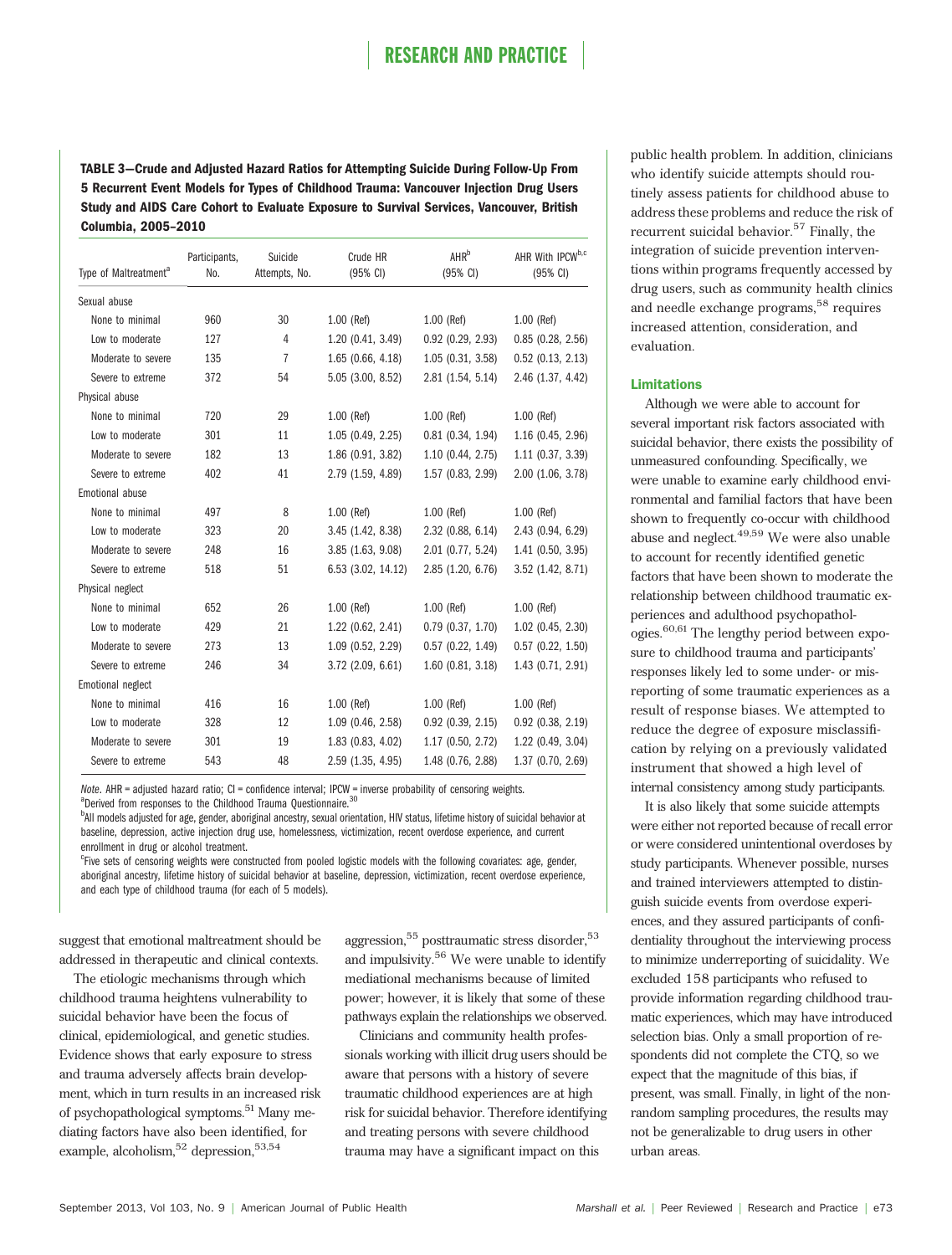**TABLE 3—Crude and Adjusted Hazard Ratios for Attempting Suicide During Follow-Up From 5 Recurrent Event Models for Types of Childhood Trauma: Vancouver Injection Drug Users Study and AIDS Care Cohort to Evaluate Exposure to Survival Services, Vancouver, British Columbia, 2005–2010**

| Type of Maltreatment[a] | Participants, No. | Suicide Attempts, No. | Crude HR (95% CI) | AHR[b] (95% CI) | AHR With IPCW[b,c] (95% CI) |
|---|---|---|---|---|---|
| Sexual abuse | | | | | |
| None to minimal | 960 | 30 | 1.00 (Ref) | 1.00 (Ref) | 1.00 (Ref) |
| Low to moderate | 127 | 4 | 1.20 (0.41, 3.49) | 0.92 (0.29, 2.93) | 0.85 (0.28, 2.56) |
| Moderate to severe | 135 | 7 | 1.65 (0.66, 4.18) | 1.05 (0.31, 3.58) | 0.52 (0.13, 2.13) |
| Severe to extreme | 372 | 54 | 5.05 (3.00, 8.52) | 2.81 (1.54, 5.14) | 2.46 (1.37, 4.42) |
| Physical abuse | | | | | |
| None to minimal | 720 | 29 | 1.00 (Ref) | 1.00 (Ref) | 1.00 (Ref) |
| Low to moderate | 301 | 11 | 1.05 (0.49, 2.25) | 0.81 (0.34, 1.94) | 1.16 (0.45, 2.96) |
| Moderate to severe | 182 | 13 | 1.86 (0.91, 3.82) | 1.10 (0.44, 2.75) | 1.11 (0.37, 3.39) |
| Severe to extreme | 402 | 41 | 2.79 (1.59, 4.89) | 1.57 (0.83, 2.99) | 2.00 (1.06, 3.78) |
| Emotional abuse | | | | | |
| None to minimal | 497 | 8 | 1.00 (Ref) | 1.00 (Ref) | 1.00 (Ref) |
| Low to moderate | 323 | 20 | 3.45 (1.42, 8.38) | 2.32 (0.88, 6.14) | 2.43 (0.94, 6.29) |
| Moderate to severe | 248 | 16 | 3.85 (1.63, 9.08) | 2.01 (0.77, 5.24) | 1.41 (0.50, 3.95) |
| Severe to extreme | 518 | 51 | 6.53 (3.02, 14.12) | 2.85 (1.20, 6.76) | 3.52 (1.42, 8.71) |
| Physical neglect | | | | | |
| None to minimal | 652 | 26 | 1.00 (Ref) | 1.00 (Ref) | 1.00 (Ref) |
| Low to moderate | 429 | 21 | 1.22 (0.62, 2.41) | 0.79 (0.37, 1.70) | 1.02 (0.45, 2.30) |
| Moderate to severe | 273 | 13 | 1.09 (0.52, 2.29) | 0.57 (0.22, 1.49) | 0.57 (0.22, 1.50) |
| Severe to extreme | 246 | 34 | 3.72 (2.09, 6.61) | 1.60 (0.81, 3.18) | 1.43 (0.71, 2.91) |
| Emotional neglect | | | | | |
| None to minimal | 416 | 16 | 1.00 (Ref) | 1.00 (Ref) | 1.00 (Ref) |
| Low to moderate | 328 | 12 | 1.09 (0.46, 2.58) | 0.92 (0.39, 2.15) | 0.92 (0.38, 2.19) |
| Moderate to severe | 301 | 19 | 1.83 (0.83, 4.02) | 1.17 (0.50, 2.72) | 1.22 (0.49, 3.04) |
| Severe to extreme | 543 | 48 | 2.59 (1.35, 4.95) | 1.48 (0.76, 2.88) | 1.37 (0.70, 2.69) |

*Note.* AHR = adjusted hazard ratio; CI = confidence interval; IPCW = inverse probability of censoring weights.
[a]Derived from responses to the Childhood Trauma Questionnaire.[30]
[b]All models adjusted for age, gender, aboriginal ancestry, sexual orientation, HIV status, lifetime history of suicidal behavior at baseline, depression, active injection drug use, homelessness, victimization, recent overdose experience, and current enrollment in drug or alcohol treatment.
[c]Five sets of censoring weights were constructed from pooled logistic models with the following covariates: age, gender, aboriginal ancestry, lifetime history of suicidal behavior at baseline, depression, victimization, recent overdose experience, and each type of childhood trauma (for each of 5 models).

suggest that emotional maltreatment should be addressed in therapeutic and clinical contexts.

The etiologic mechanisms through which childhood trauma heightens vulnerability to suicidal behavior have been the focus of clinical, epidemiological, and genetic studies. Evidence shows that early exposure to stress and trauma adversely affects brain development, which in turn results in an increased risk of psychopathological symptoms.[51] Many mediating factors have also been identified, for example, alcoholism,[52] depression,[53,54] aggression,[55] posttraumatic stress disorder,[53] and impulsivity.[56] We were unable to identify mediational mechanisms because of limited power; however, it is likely that some of these pathways explain the relationships we observed.

Clinicians and community health professionals working with illicit drug users should be aware that persons with a history of severe traumatic childhood experiences are at high risk for suicidal behavior. Therefore identifying and treating persons with severe childhood trauma may have a significant impact on this public health problem. In addition, clinicians who identify suicide attempts should routinely assess patients for childhood abuse to address these problems and reduce the risk of recurrent suicidal behavior.[57] Finally, the integration of suicide prevention interventions within programs frequently accessed by drug users, such as community health clinics and needle exchange programs,[58] requires increased attention, consideration, and evaluation.

### Limitations

Although we were able to account for several important risk factors associated with suicidal behavior, there exists the possibility of unmeasured confounding. Specifically, we were unable to examine early childhood environmental and familial factors that have been shown to frequently co-occur with childhood abuse and neglect.[49,59] We were also unable to account for recently identified genetic factors that have been shown to moderate the relationship between childhood traumatic experiences and adulthood psychopathologies.[60,61] The lengthy period between exposure to childhood trauma and participants' responses likely led to some under- or misreporting of some traumatic experiences as a result of response biases. We attempted to reduce the degree of exposure misclassification by relying on a previously validated instrument that showed a high level of internal consistency among study participants.

It is also likely that some suicide attempts were either not reported because of recall error or were considered unintentional overdoses by study participants. Whenever possible, nurses and trained interviewers attempted to distinguish suicide events from overdose experiences, and they assured participants of confidentiality throughout the interviewing process to minimize underreporting of suicidality. We excluded 158 participants who refused to provide information regarding childhood traumatic experiences, which may have introduced selection bias. Only a small proportion of respondents did not complete the CTQ, so we expect that the magnitude of this bias, if present, was small. Finally, in light of the nonrandom sampling procedures, the results may not be generalizable to drug users in other urban areas.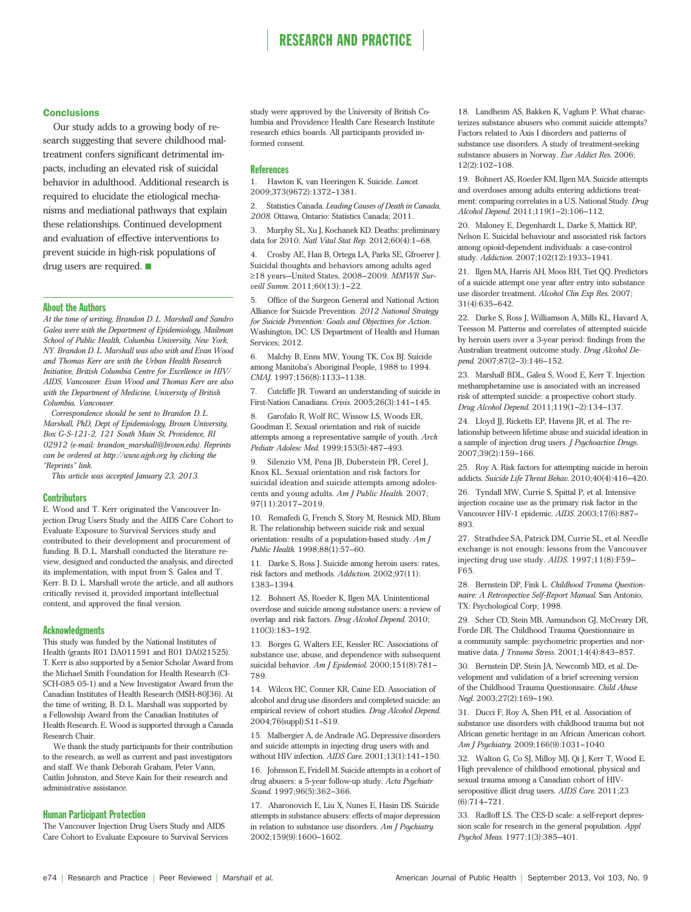## Conclusions

Our study adds to a growing body of research suggesting that severe childhood maltreatment confers significant detrimental impacts, including an elevated risk of suicidal behavior in adulthood. Additional research is required to elucidate the etiological mechanisms and mediational pathways that explain these relationships. Continued development and evaluation of effective interventions to prevent suicide in high-risk populations of drug users are required. ■

## About the Authors

*At the time of writing, Brandon D. L. Marshall and Sandro Galea were with the Department of Epidemiology, Mailman School of Public Health, Columbia University, New York, NY. Brandon D. L. Marshall was also with and Evan Wood and Thomas Kerr are with the Urban Health Research Initiative, British Columbia Centre for Excellence in HIV/AIDS, Vancouver. Evan Wood and Thomas Kerr are also with the Department of Medicine, University of British Columbia, Vancouver.*

*Correspondence should be sent to Brandon D. L. Marshall, PhD, Dept of Epidemiology, Brown University, Box G-S-121-2, 121 South Main St, Providence, RI 02912 (e-mail: brandon_marshall@brown.edu). Reprints can be ordered at http://www.ajph.org by clicking the "Reprints" link.*

*This article was accepted January 23, 2013.*

## Contributors

E. Wood and T. Kerr originated the Vancouver Injection Drug Users Study and the AIDS Care Cohort to Evaluate Exposure to Survival Services study and contributed to their development and procurement of funding. B. D. L. Marshall conducted the literature review, designed and conducted the analysis, and directed its implementation, with input from S. Galea and T. Kerr. B. D. L. Marshall wrote the article, and all authors critically revised it, provided important intellectual content, and approved the final version.

## Acknowledgments

This study was funded by the National Institutes of Health (grants R01 DA011591 and R01 DA021525). T. Kerr is also supported by a Senior Scholar Award from the Michael Smith Foundation for Health Research (CI-SCH-085 05-1) and a New Investigator Award from the Canadian Institutes of Health Research (MSH-80J36). At the time of writing, B. D. L. Marshall was supported by a Fellowship Award from the Canadian Institutes of Health Research. E. Wood is supported through a Canada Research Chair.

We thank the study participants for their contribution to the research, as well as current and past investigators and staff. We thank Deborah Graham, Peter Vann, Caitlin Johnston, and Steve Kain for their research and administrative assistance.

## Human Participant Protection

The Vancouver Injection Drug Users Study and AIDS Care Cohort to Evaluate Exposure to Survival Services study were approved by the University of British Columbia and Providence Health Care Research Institute research ethics boards. All participants provided informed consent.

## References

1. Hawton K, van Heeringen K. Suicide. *Lancet.* 2009;373(9672):1372–1381.
2. Statistics Canada. *Leading Causes of Death in Canada, 2008.* Ottawa, Ontario: Statistics Canada; 2011.
3. Murphy SL, Xu J, Kochanek KD. Deaths: preliminary data for 2010. *Natl Vital Stat Rep.* 2012;60(4):1–68.
4. Crosby AE, Han B, Ortega LA, Parks SE, Gfroerer J. Suicidal thoughts and behaviors among adults aged ≥18 years—United States, 2008–2009. *MMWR Surveill Summ.* 2011;60(13):1–22.
5. Office of the Surgeon General and National Action Alliance for Suicide Prevention. *2012 National Strategy for Suicide Prevention: Goals and Objectives for Action.* Washington, DC: US Department of Health and Human Services; 2012.
6. Malchy B, Enns MW, Young TK, Cox BJ. Suicide among Manitoba's Aboriginal People, 1988 to 1994. *CMAJ.* 1997;156(8):1133–1138.
7. Cutcliffe JR. Toward an understanding of suicide in First-Nation Canadians. *Crisis.* 2005;26(3):141–145.
8. Garofalo R, Wolf RC, Wissow LS, Woods ER, Goodman E. Sexual orientation and risk of suicide attempts among a representative sample of youth. *Arch Pediatr Adolesc Med.* 1999;153(5):487–493.
9. Silenzio VM, Pena JB, Duberstein PR, Cerel J, Knox KL. Sexual orientation and risk factors for suicidal ideation and suicide attempts among adolescents and young adults. *Am J Public Health.* 2007;97(11):2017–2019.
10. Remafedi G, French S, Story M, Resnick MD, Blum R. The relationship between suicide risk and sexual orientation: results of a population-based study. *Am J Public Health.* 1998;88(1):57–60.
11. Darke S, Ross J. Suicide among heroin users: rates, risk factors and methods. *Addiction.* 2002;97(11):1383–1394.
12. Bohnert AS, Roeder K, Ilgen MA. Unintentional overdose and suicide among substance users: a review of overlap and risk factors. *Drug Alcohol Depend.* 2010;110(3):183–192.
13. Borges G, Walters EE, Kessler RC. Associations of substance use, abuse, and dependence with subsequent suicidal behavior. *Am J Epidemiol.* 2000;151(8):781–789.
14. Wilcox HC, Conner KR, Caine ED. Association of alcohol and drug use disorders and completed suicide: an empirical review of cohort studies. *Drug Alcohol Depend.* 2004;76(suppl):S11–S19.
15. Malbergier A, de Andrade AG. Depressive disorders and suicide attempts in injecting drug users with and without HIV infection. *AIDS Care.* 2001;13(1):141–150.
16. Johnsson E, Fridell M. Suicide attempts in a cohort of drug abusers: a 5-year follow-up study. *Acta Psychiatr Scand.* 1997;96(5):362–366.
17. Aharonovich E, Liu X, Nunes E, Hasin DS. Suicide attempts in substance abusers: effects of major depression in relation to substance use disorders. *Am J Psychiatry.* 2002;159(9):1600–1602.
18. Landheim AS, Bakken K, Vaglum P. What characterizes substance abusers who commit suicide attempts? Factors related to Axis I disorders and patterns of substance use disorders. A study of treatment-seeking substance abusers in Norway. *Eur Addict Res.* 2006;12(2):102–108.
19. Bohnert AS, Roeder KM, Ilgen MA. Suicide attempts and overdoses among adults entering addictions treatment: comparing correlates in a U.S. National Study. *Drug Alcohol Depend.* 2011;119(1–2):106–112.
20. Maloney E, Degenhardt L, Darke S, Mattick RP, Nelson E. Suicidal behaviour and associated risk factors among opioid-dependent individuals: a case-control study. *Addiction.* 2007;102(12):1933–1941.
21. Ilgen MA, Harris AH, Moos RH, Tiet QQ. Predictors of a suicide attempt one year after entry into substance use disorder treatment. *Alcohol Clin Exp Res.* 2007;31(4):635–642.
22. Darke S, Ross J, Williamson A, Mills KL, Havard A, Teesson M. Patterns and correlates of attempted suicide by heroin users over a 3-year period: findings from the Australian treatment outcome study. *Drug Alcohol Depend.* 2007;87(2–3):146–152.
23. Marshall BDL, Galea S, Wood E, Kerr T. Injection methamphetamine use is associated with an increased risk of attempted suicide: a prospective cohort study. *Drug Alcohol Depend.* 2011;119(1–2):134–137.
24. Lloyd JJ, Ricketts EP, Havens JR, et al. The relationship between lifetime abuse and suicidal ideation in a sample of injection drug users. *J Psychoactive Drugs.* 2007;39(2):159–166.
25. Roy A. Risk factors for attempting suicide in heroin addicts. *Suicide Life Threat Behav.* 2010;40(4):416–420.
26. Tyndall MW, Currie S, Spittal P, et al. Intensive injection cocaine use as the primary risk factor in the Vancouver HIV-1 epidemic. *AIDS.* 2003;17(6):887–893.
27. Strathdee SA, Patrick DM, Currie SL, et al. Needle exchange is not enough: lessons from the Vancouver injecting drug use study. *AIDS.* 1997;11(8):F59–F65.
28. Bernstein DP, Fink L. *Childhood Trauma Questionnaire: A Retrospective Self-Report Manual.* San Antonio, TX: Psychological Corp; 1998.
29. Scher CD, Stein MB, Asmundson GJ, McCreary DR, Forde DR. The Childhood Trauma Questionnaire in a community sample: psychometric properties and normative data. *J Trauma Stress.* 2001;14(4):843–857.
30. Bernstein DP, Stein JA, Newcomb MD, et al. Development and validation of a brief screening version of the Childhood Trauma Questionnaire. *Child Abuse Negl.* 2003;27(2):169–190.
31. Ducci F, Roy A, Shen PH, et al. Association of substance use disorders with childhood trauma but not African genetic heritage in an African American cohort. *Am J Psychiatry.* 2009;166(9):1031–1040.
32. Walton G, Co SJ, Milloy MJ, Qi J, Kerr T, Wood E. High prevalence of childhood emotional, physical and sexual trauma among a Canadian cohort of HIV-seropositive illicit drug users. *AIDS Care.* 2011;23(6):714–721.
33. Radloff LS. The CES-D scale: a self-report depression scale for research in the general population. *Appl Psychol Meas.* 1977;1(3):385–401.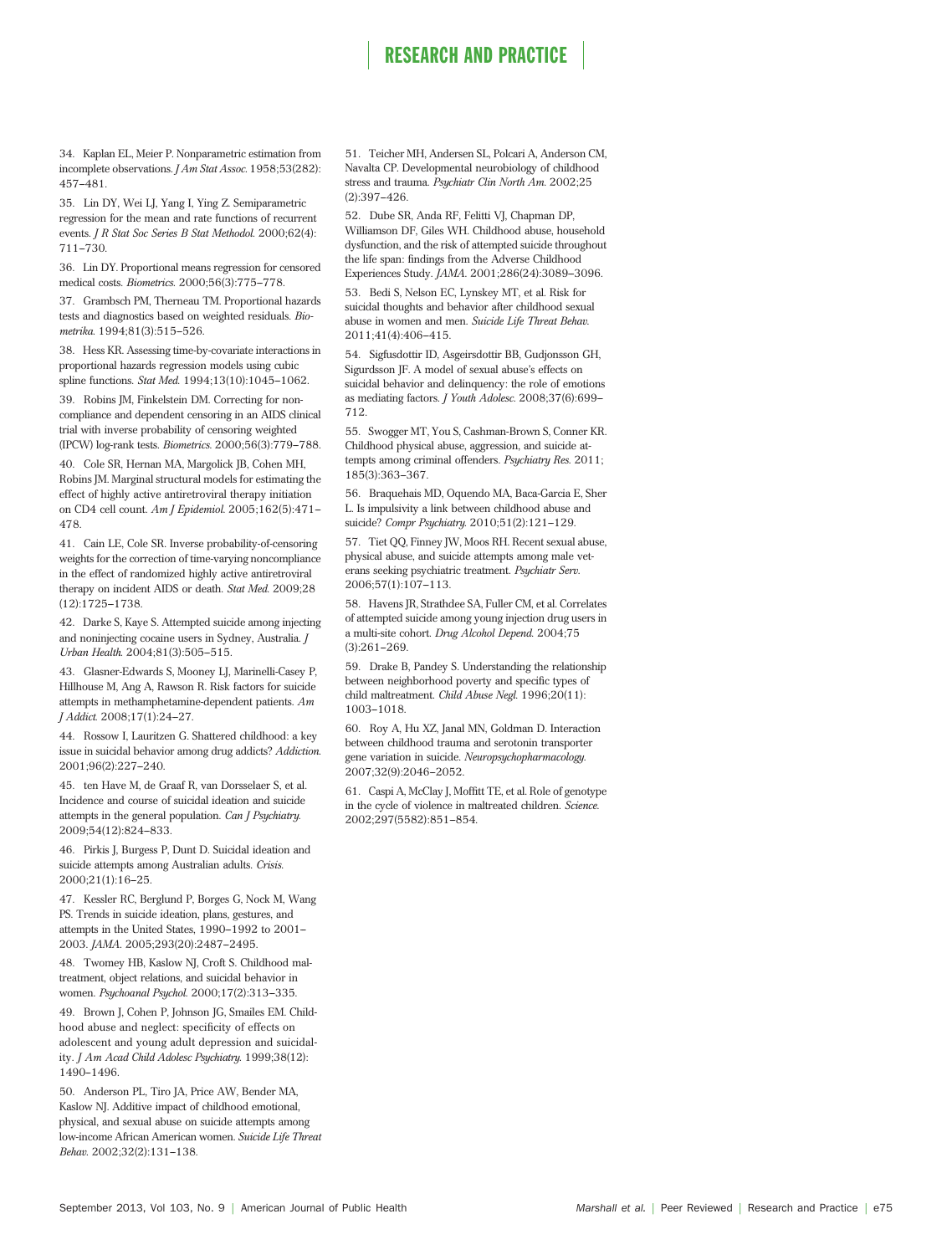34. Kaplan EL, Meier P. Nonparametric estimation from incomplete observations. *J Am Stat Assoc.* 1958;53(282): 457–481.

35. Lin DY, Wei LJ, Yang I, Ying Z. Semiparametric regression for the mean and rate functions of recurrent events. *J R Stat Soc Series B Stat Methodol.* 2000;62(4): 711–730.

36. Lin DY. Proportional means regression for censored medical costs. *Biometrics.* 2000;56(3):775–778.

37. Grambsch PM, Therneau TM. Proportional hazards tests and diagnostics based on weighted residuals. *Biometrika.* 1994;81(3):515–526.

38. Hess KR. Assessing time-by-covariate interactions in proportional hazards regression models using cubic spline functions. *Stat Med.* 1994;13(10):1045–1062.

39. Robins JM, Finkelstein DM. Correcting for noncompliance and dependent censoring in an AIDS clinical trial with inverse probability of censoring weighted (IPCW) log-rank tests. *Biometrics.* 2000;56(3):779–788.

40. Cole SR, Hernan MA, Margolick JB, Cohen MH, Robins JM. Marginal structural models for estimating the effect of highly active antiretroviral therapy initiation on CD4 cell count. *Am J Epidemiol.* 2005;162(5):471–478.

41. Cain LE, Cole SR. Inverse probability-of-censoring weights for the correction of time-varying noncompliance in the effect of randomized highly active antiretroviral therapy on incident AIDS or death. *Stat Med.* 2009;28 (12):1725–1738.

42. Darke S, Kaye S. Attempted suicide among injecting and noninjecting cocaine users in Sydney, Australia. *J Urban Health.* 2004;81(3):505–515.

43. Glasner-Edwards S, Mooney LJ, Marinelli-Casey P, Hillhouse M, Ang A, Rawson R. Risk factors for suicide attempts in methamphetamine-dependent patients. *Am J Addict.* 2008;17(1):24–27.

44. Rossow I, Lauritzen G. Shattered childhood: a key issue in suicidal behavior among drug addicts? *Addiction.* 2001;96(2):227–240.

45. ten Have M, de Graaf R, van Dorsselaer S, et al. Incidence and course of suicidal ideation and suicide attempts in the general population. *Can J Psychiatry.* 2009;54(12):824–833.

46. Pirkis J, Burgess P, Dunt D. Suicidal ideation and suicide attempts among Australian adults. *Crisis.* 2000;21(1):16–25.

47. Kessler RC, Berglund P, Borges G, Nock M, Wang PS. Trends in suicide ideation, plans, gestures, and attempts in the United States, 1990–1992 to 2001–2003. *JAMA.* 2005;293(20):2487–2495.

48. Twomey HB, Kaslow NJ, Croft S. Childhood maltreatment, object relations, and suicidal behavior in women. *Psychoanal Psychol.* 2000;17(2):313–335.

49. Brown J, Cohen P, Johnson JG, Smailes EM. Childhood abuse and neglect: specificity of effects on adolescent and young adult depression and suicidality. *J Am Acad Child Adolesc Psychiatry.* 1999;38(12): 1490–1496.

50. Anderson PL, Tiro JA, Price AW, Bender MA, Kaslow NJ. Additive impact of childhood emotional, physical, and sexual abuse on suicide attempts among low-income African American women. *Suicide Life Threat Behav.* 2002;32(2):131–138.

51. Teicher MH, Andersen SL, Polcari A, Anderson CM, Navalta CP. Developmental neurobiology of childhood stress and trauma. *Psychiatr Clin North Am.* 2002;25 (2):397–426.

52. Dube SR, Anda RF, Felitti VJ, Chapman DP, Williamson DF, Giles WH. Childhood abuse, household dysfunction, and the risk of attempted suicide throughout the life span: findings from the Adverse Childhood Experiences Study. *JAMA.* 2001;286(24):3089–3096.

53. Bedi S, Nelson EC, Lynskey MT, et al. Risk for suicidal thoughts and behavior after childhood sexual abuse in women and men. *Suicide Life Threat Behav.* 2011;41(4):406–415.

54. Sigfusdottir ID, Asgeirsdottir BB, Gudjonsson GH, Sigurdsson JF. A model of sexual abuse's effects on suicidal behavior and delinquency: the role of emotions as mediating factors. *J Youth Adolesc.* 2008;37(6):699–712.

55. Swogger MT, You S, Cashman-Brown S, Conner KR. Childhood physical abuse, aggression, and suicide attempts among criminal offenders. *Psychiatry Res.* 2011; 185(3):363–367.

56. Braquehais MD, Oquendo MA, Baca-Garcia E, Sher L. Is impulsivity a link between childhood abuse and suicide? *Compr Psychiatry.* 2010;51(2):121–129.

57. Tiet QQ, Finney JW, Moos RH. Recent sexual abuse, physical abuse, and suicide attempts among male veterans seeking psychiatric treatment. *Psychiatr Serv.* 2006;57(1):107–113.

58. Havens JR, Strathdee SA, Fuller CM, et al. Correlates of attempted suicide among young injection drug users in a multi-site cohort. *Drug Alcohol Depend.* 2004;75 (3):261–269.

59. Drake B, Pandey S. Understanding the relationship between neighborhood poverty and specific types of child maltreatment. *Child Abuse Negl.* 1996;20(11): 1003–1018.

60. Roy A, Hu XZ, Janal MN, Goldman D. Interaction between childhood trauma and serotonin transporter gene variation in suicide. *Neuropsychopharmacology.* 2007;32(9):2046–2052.

61. Caspi A, McClay J, Moffitt TE, et al. Role of genotype in the cycle of violence in maltreated children. *Science.* 2002;297(5582):851–854.